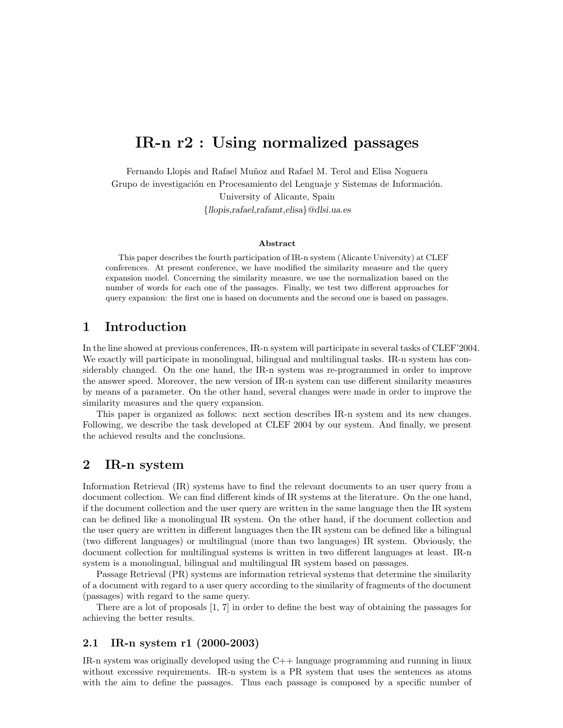# IR-n r2 : Using normalized passages

Fernando Llopis and Rafael Muñoz and Rafael M. Terol and Elisa Noguera
Grupo de investigación en Procesamiento del Lenguaje y Sistemas de Información.
University of Alicante, Spain
{*llopis,rafael,rafamt,elisa*}@*dlsi.ua.es*

**Abstract**

This paper describes the fourth participation of IR-n system (Alicante University) at CLEF conferences. At present conference, we have modified the similarity measure and the query expansion model. Concerning the similarity measure, we use the normalization based on the number of words for each one of the passages. Finally, we test two different approaches for query expansion: the first one is based on documents and the second one is based on passages.

## 1 Introduction

In the line showed at previous conferences, IR-n system will participate in several tasks of CLEF'2004. We exactly will participate in monolingual, bilingual and multilingual tasks. IR-n system has considerably changed. On the one hand, the IR-n system was re-programmed in order to improve the answer speed. Moreover, the new version of IR-n system can use different similarity measures by means of a parameter. On the other hand, several changes were made in order to improve the similarity measures and the query expansion.

This paper is organized as follows: next section describes IR-n system and its new changes. Following, we describe the task developed at CLEF 2004 by our system. And finally, we present the achieved results and the conclusions.

## 2 IR-n system

Information Retrieval (IR) systems have to find the relevant documents to an user query from a document collection. We can find different kinds of IR systems at the literature. On the one hand, if the document collection and the user query are written in the same language then the IR system can be defined like a monolingual IR system. On the other hand, if the document collection and the user query are written in different languages then the IR system can be defined like a bilingual (two different languages) or multilingual (more than two languages) IR system. Obviously, the document collection for multilingual systems is written in two different languages at least. IR-n system is a monolingual, bilingual and multilingual IR system based on passages.

Passage Retrieval (PR) systems are information retrieval systems that determine the similarity of a document with regard to a user query according to the similarity of fragments of the document (passages) with regard to the same query.

There are a lot of proposals [1, 7] in order to define the best way of obtaining the passages for achieving the better results.

### 2.1 IR-n system r1 (2000-2003)

IR-n system was originally developed using the C++ language programming and running in linux without excessive requirements. IR-n system is a PR system that uses the sentences as atoms with the aim to define the passages. Thus each passage is composed by a specific number of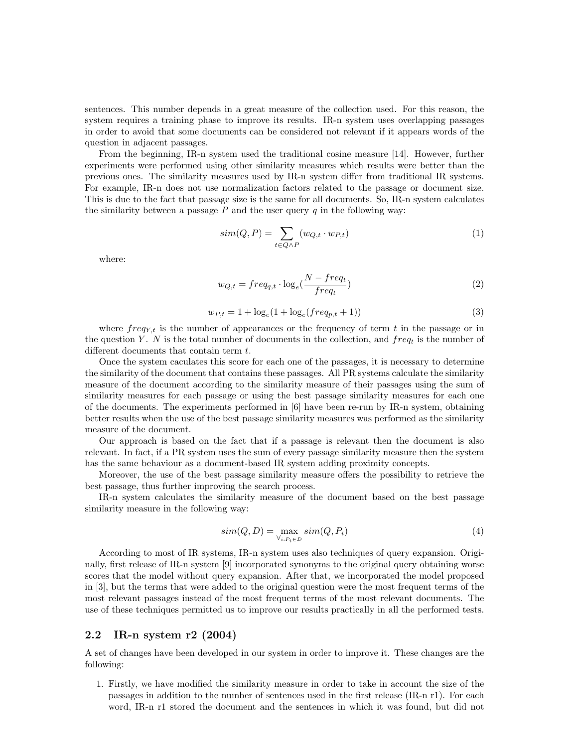sentences. This number depends in a great measure of the collection used. For this reason, the system requires a training phase to improve its results. IR-n system uses overlapping passages in order to avoid that some documents can be considered not relevant if it appears words of the question in adjacent passages.

From the beginning, IR-n system used the traditional cosine measure [14]. However, further experiments were performed using other similarity measures which results were better than the previous ones. The similarity measures used by IR-n system differ from traditional IR systems. For example, IR-n does not use normalization factors related to the passage or document size. This is due to the fact that passage size is the same for all documents. So, IR-n system calculates the similarity between a passage $P$ and the user query $q$ in the following way:

$$sim(Q,P) = \sum_{t \in Q \wedge P} (w_{Q,t} \cdot w_{P,t}) \tag{1}$$

where:

$$w_{Q,t} = freq_{q,t} \cdot \log_e\left(\frac{N - freq_t}{freq_t}\right) \tag{2}$$

$$w_{P,t} = 1 + \log_e(1 + \log_e(freq_{p,t} + 1)) \tag{3}$$

where $freq_{Y,t}$ is the number of appearances or the frequency of term $t$ in the passage or in the question $Y$. $N$ is the total number of documents in the collection, and $freq_t$ is the number of different documents that contain term $t$.

Once the system caculates this score for each one of the passages, it is necessary to determine the similarity of the document that contains these passages. All PR systems calculate the similarity measure of the document according to the similarity measure of their passages using the sum of similarity measures for each passage or using the best passage similarity measures for each one of the documents. The experiments performed in [6] have been re-run by IR-n system, obtaining better results when the use of the best passage similarity measures was performed as the similarity measure of the document.

Our approach is based on the fact that if a passage is relevant then the document is also relevant. In fact, if a PR system uses the sum of every passage similarity measure then the system has the same behaviour as a document-based IR system adding proximity concepts.

Moreover, the use of the best passage similarity measure offers the possibility to retrieve the best passage, thus further improving the search process.

IR-n system calculates the similarity measure of the document based on the best passage similarity measure in the following way:

$$sim(Q,D) = \max_{\forall i: P_i \in D} sim(Q, P_i) \tag{4}$$

According to most of IR systems, IR-n system uses also techniques of query expansion. Originally, first release of IR-n system [9] incorporated synonyms to the original query obtaining worse scores that the model without query expansion. After that, we incorporated the model proposed in [3], but the terms that were added to the original question were the most frequent terms of the most relevant passages instead of the most frequent terms of the most relevant documents. The use of these techniques permitted us to improve our results practically in all the performed tests.

## 2.2 IR-n system r2 (2004)

A set of changes have been developed in our system in order to improve it. These changes are the following:

1. Firstly, we have modified the similarity measure in order to take in account the size of the passages in addition to the number of sentences used in the first release (IR-n r1). For each word, IR-n r1 stored the document and the sentences in which it was found, but did not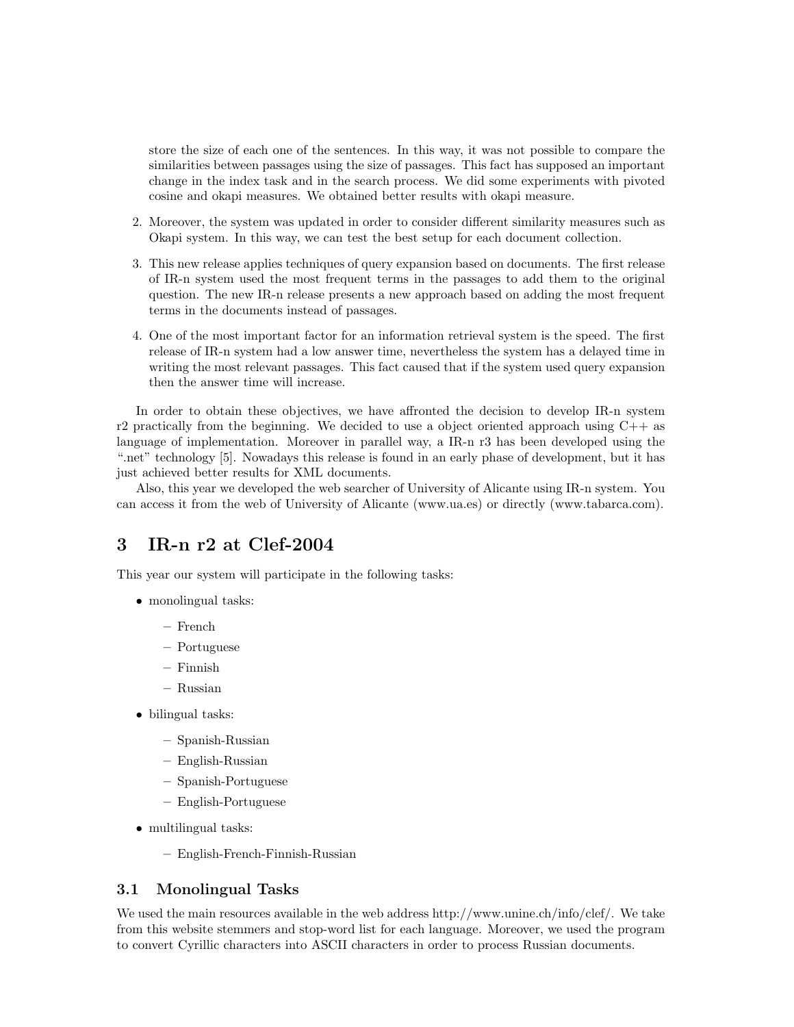store the size of each one of the sentences. In this way, it was not possible to compare the similarities between passages using the size of passages. This fact has supposed an important change in the index task and in the search process. We did some experiments with pivoted cosine and okapi measures. We obtained better results with okapi measure.

2. Moreover, the system was updated in order to consider different similarity measures such as Okapi system. In this way, we can test the best setup for each document collection.

3. This new release applies techniques of query expansion based on documents. The first release of IR-n system used the most frequent terms in the passages to add them to the original question. The new IR-n release presents a new approach based on adding the most frequent terms in the documents instead of passages.

4. One of the most important factor for an information retrieval system is the speed. The first release of IR-n system had a low answer time, nevertheless the system has a delayed time in writing the most relevant passages. This fact caused that if the system used query expansion then the answer time will increase.

In order to obtain these objectives, we have affronted the decision to develop IR-n system r2 practically from the beginning. We decided to use a object oriented approach using C++ as language of implementation. Moreover in parallel way, a IR-n r3 has been developed using the ".net" technology [5]. Nowadays this release is found in an early phase of development, but it has just achieved better results for XML documents.

Also, this year we developed the web searcher of University of Alicante using IR-n system. You can access it from the web of University of Alicante (www.ua.es) or directly (www.tabarca.com).

# 3 IR-n r2 at Clef-2004

This year our system will participate in the following tasks:

- monolingual tasks:
  - French
  - Portuguese
  - Finnish
  - Russian
- bilingual tasks:
  - Spanish-Russian
  - English-Russian
  - Spanish-Portuguese
  - English-Portuguese
- multilingual tasks:
  - English-French-Finnish-Russian

## 3.1 Monolingual Tasks

We used the main resources available in the web address http://www.unine.ch/info/clef/. We take from this website stemmers and stop-word list for each language. Moreover, we used the program to convert Cyrillic characters into ASCII characters in order to process Russian documents.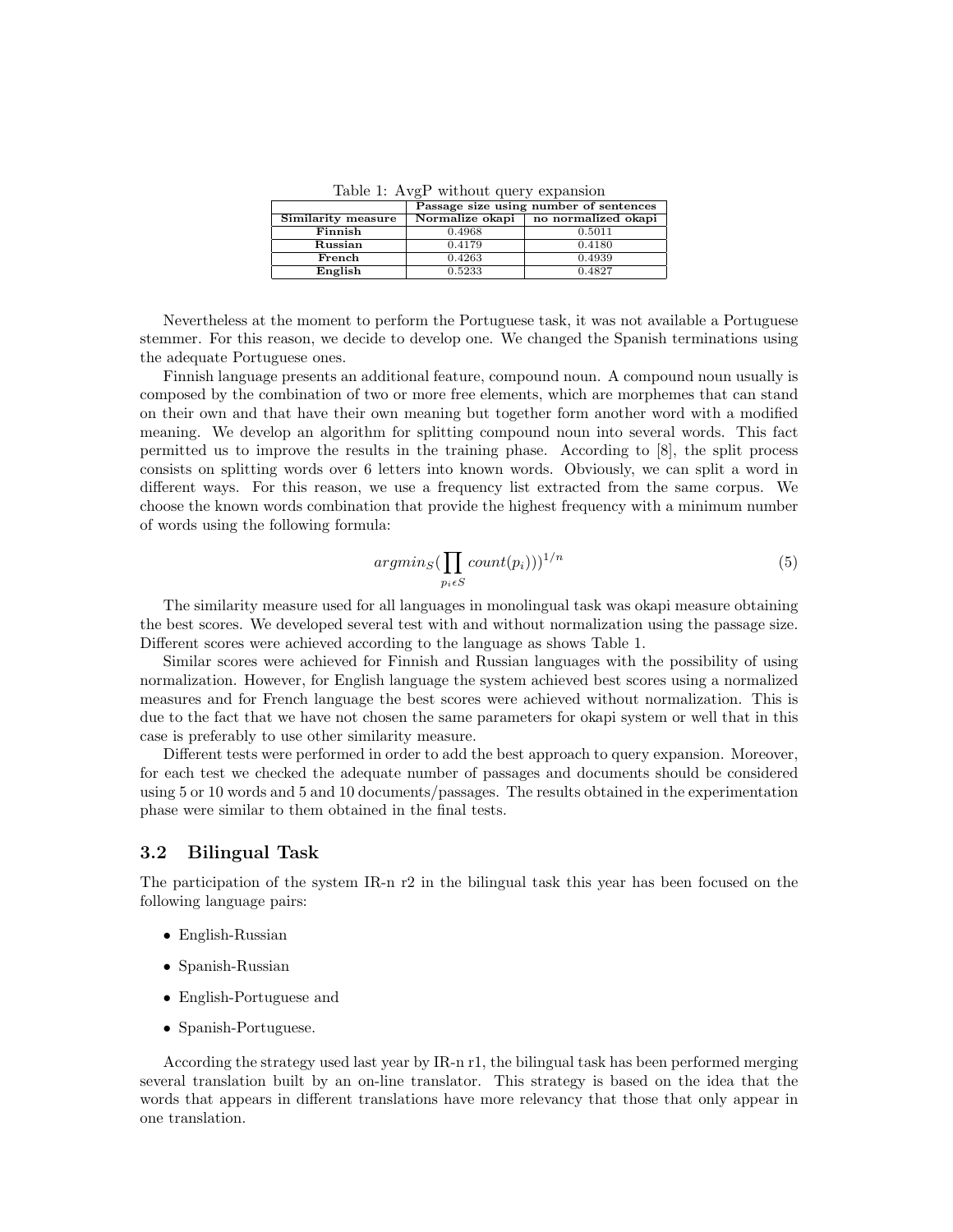Table 1: AvgP without query expansion

| | Passage size using number of sentences | |
|---|---|---|
| **Similarity measure** | **Normalize okapi** | **no normalized okapi** |
| **Finnish** | 0.4968 | 0.5011 |
| **Russian** | 0.4179 | 0.4180 |
| **French** | 0.4263 | 0.4939 |
| **English** | 0.5233 | 0.4827 |

Nevertheless at the moment to perform the Portuguese task, it was not available a Portuguese stemmer. For this reason, we decide to develop one. We changed the Spanish terminations using the adequate Portuguese ones.

Finnish language presents an additional feature, compound noun. A compound noun usually is composed by the combination of two or more free elements, which are morphemes that can stand on their own and that have their own meaning but together form another word with a modified meaning. We develop an algorithm for splitting compound noun into several words. This fact permitted us to improve the results in the training phase. According to [8], the split process consists on splitting words over 6 letters into known words. Obviously, we can split a word in different ways. For this reason, we use a frequency list extracted from the same corpus. We choose the known words combination that provide the highest frequency with a minimum number of words using the following formula:

$$argmin_S(\prod_{p_i \epsilon S} count(p_i)))^{1/n} \tag{5}$$

The similarity measure used for all languages in monolingual task was okapi measure obtaining the best scores. We developed several test with and without normalization using the passage size. Different scores were achieved according to the language as shows Table 1.

Similar scores were achieved for Finnish and Russian languages with the possibility of using normalization. However, for English language the system achieved best scores using a normalized measures and for French language the best scores were achieved without normalization. This is due to the fact that we have not chosen the same parameters for okapi system or well that in this case is preferably to use other similarity measure.

Different tests were performed in order to add the best approach to query expansion. Moreover, for each test we checked the adequate number of passages and documents should be considered using 5 or 10 words and 5 and 10 documents/passages. The results obtained in the experimentation phase were similar to them obtained in the final tests.

### 3.2 Bilingual Task

The participation of the system IR-n r2 in the bilingual task this year has been focused on the following language pairs:

- English-Russian
- Spanish-Russian
- English-Portuguese and
- Spanish-Portuguese.

According the strategy used last year by IR-n r1, the bilingual task has been performed merging several translation built by an on-line translator. This strategy is based on the idea that the words that appears in different translations have more relevancy that those that only appear in one translation.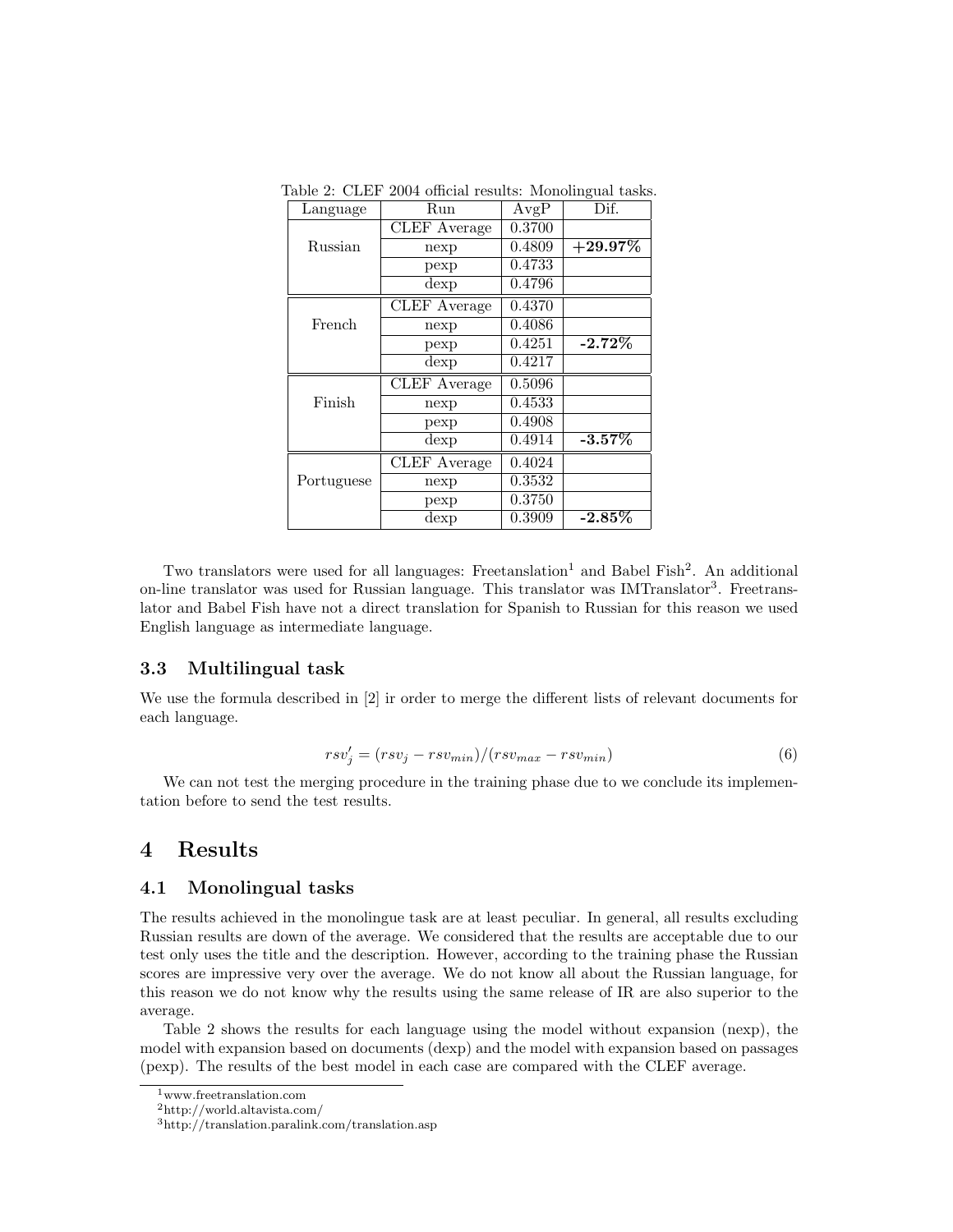Table 2: CLEF 2004 official results: Monolingual tasks.

| Language | Run | AvgP | Dif. |
|---|---|---|---|
| Russian | CLEF Average | 0.3700 | |
| | nexp | 0.4809 | **+29.97%** |
| | pexp | 0.4733 | |
| | dexp | 0.4796 | |
| French | CLEF Average | 0.4370 | |
| | nexp | 0.4086 | |
| | pexp | 0.4251 | **-2.72%** |
| | dexp | 0.4217 | |
| Finish | CLEF Average | 0.5096 | |
| | nexp | 0.4533 | |
| | pexp | 0.4908 | |
| | dexp | 0.4914 | **-3.57%** |
| Portuguese | CLEF Average | 0.4024 | |
| | nexp | 0.3532 | |
| | pexp | 0.3750 | |
| | dexp | 0.3909 | **-2.85%** |

Two translators were used for all languages: Freetanslation[1] and Babel Fish[2]. An additional on-line translator was used for Russian language. This translator was IMTranslator[3]. Freetranslator and Babel Fish have not a direct translation for Spanish to Russian for this reason we used English language as intermediate language.

### 3.3 Multilingual task

We use the formula described in [2] ir order to merge the different lists of relevant documents for each language.

$$rsv'_j = (rsv_j - rsv_{min})/(rsv_{max} - rsv_{min}) \tag{6}$$

We can not test the merging procedure in the training phase due to we conclude its implementation before to send the test results.

## 4 Results

### 4.1 Monolingual tasks

The results achieved in the monolingue task are at least peculiar. In general, all results excluding Russian results are down of the average. We considered that the results are acceptable due to our test only uses the title and the description. However, according to the training phase the Russian scores are impressive very over the average. We do not know all about the Russian language, for this reason we do not know why the results using the same release of IR are also superior to the average.

Table 2 shows the results for each language using the model without expansion (nexp), the model with expansion based on documents (dexp) and the model with expansion based on passages (pexp). The results of the best model in each case are compared with the CLEF average.

[1] www.freetranslation.com

[2] http://world.altavista.com/

[3] http://translation.paralink.com/translation.asp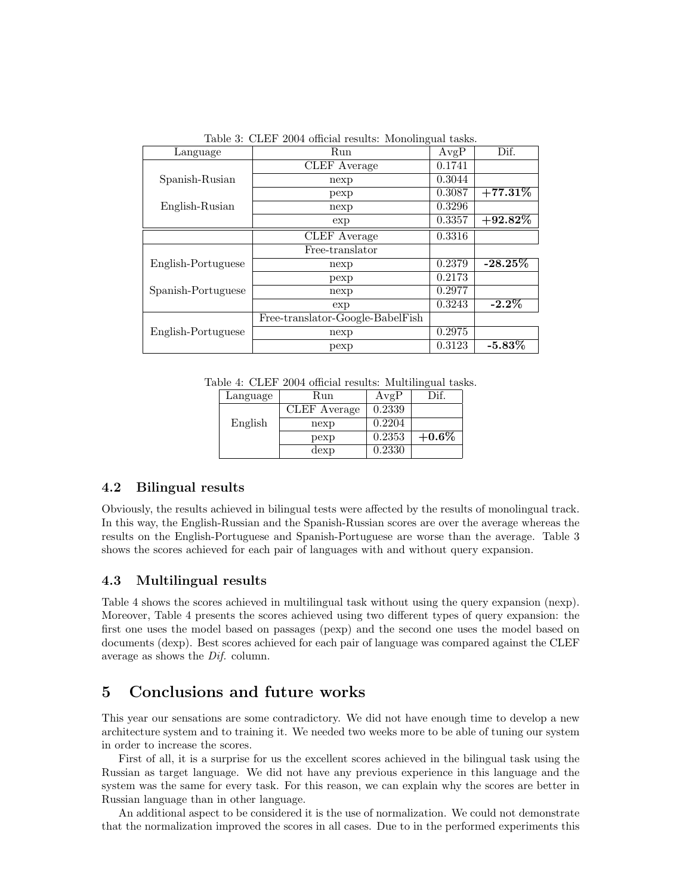Table 3: CLEF 2004 official results: Monolingual tasks.

| Language | Run | AvgP | Dif. |
|---|---|---|---|
| | CLEF Average | 0.1741 | |
| Spanish-Rusian | nexp | 0.3044 | |
| | pexp | 0.3087 | **+77.31%** |
| English-Rusian | nexp | 0.3296 | |
| | exp | 0.3357 | **+92.82%** |
| | CLEF Average | 0.3316 | |
| | Free-translator | | |
| English-Portuguese | nexp | 0.2379 | **-28.25%** |
| | pexp | 0.2173 | |
| Spanish-Portuguese | nexp | 0.2977 | |
| | exp | 0.3243 | **-2.2%** |
| | Free-translator-Google-BabelFish | | |
| English-Portuguese | nexp | 0.2975 | |
| | pexp | 0.3123 | **-5.83%** |

Table 4: CLEF 2004 official results: Multilingual tasks.

| Language | Run | AvgP | Dif. |
|---|---|---|---|
| | CLEF Average | 0.2339 | |
| English | nexp | 0.2204 | |
| | pexp | 0.2353 | **+0.6%** |
| | dexp | 0.2330 | |

### 4.2 Bilingual results

Obviously, the results achieved in bilingual tests were affected by the results of monolingual track. In this way, the English-Russian and the Spanish-Russian scores are over the average whereas the results on the English-Portuguese and Spanish-Portuguese are worse than the average. Table 3 shows the scores achieved for each pair of languages with and without query expansion.

### 4.3 Multilingual results

Table 4 shows the scores achieved in multilingual task without using the query expansion (nexp). Moreover, Table 4 presents the scores achieved using two different types of query expansion: the first one uses the model based on passages (pexp) and the second one uses the model based on documents (dexp). Best scores achieved for each pair of language was compared against the CLEF average as shows the *Dif.* column.

## 5 Conclusions and future works

This year our sensations are some contradictory. We did not have enough time to develop a new architecture system and to training it. We needed two weeks more to be able of tuning our system in order to increase the scores.

First of all, it is a surprise for us the excellent scores achieved in the bilingual task using the Russian as target language. We did not have any previous experience in this language and the system was the same for every task. For this reason, we can explain why the scores are better in Russian language than in other language.

An additional aspect to be considered it is the use of normalization. We could not demonstrate that the normalization improved the scores in all cases. Due to in the performed experiments this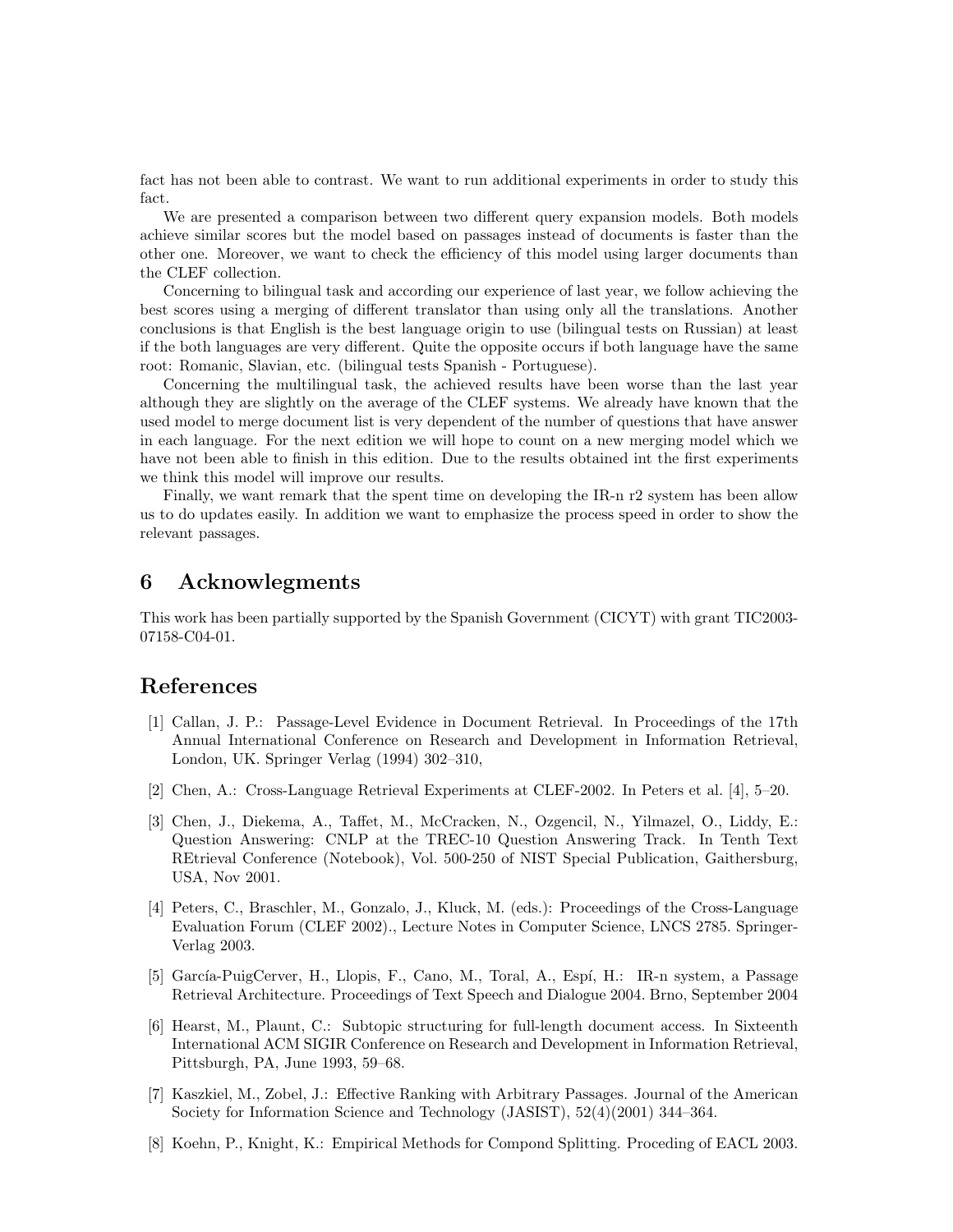fact has not been able to contrast. We want to run additional experiments in order to study this fact.

We are presented a comparison between two different query expansion models. Both models achieve similar scores but the model based on passages instead of documents is faster than the other one. Moreover, we want to check the efficiency of this model using larger documents than the CLEF collection.

Concerning to bilingual task and according our experience of last year, we follow achieving the best scores using a merging of different translator than using only all the translations. Another conclusions is that English is the best language origin to use (bilingual tests on Russian) at least if the both languages are very different. Quite the opposite occurs if both language have the same root: Romanic, Slavian, etc. (bilingual tests Spanish - Portuguese).

Concerning the multilingual task, the achieved results have been worse than the last year although they are slightly on the average of the CLEF systems. We already have known that the used model to merge document list is very dependent of the number of questions that have answer in each language. For the next edition we will hope to count on a new merging model which we have not been able to finish in this edition. Due to the results obtained int the first experiments we think this model will improve our results.

Finally, we want remark that the spent time on developing the IR-n r2 system has been allow us to do updates easily. In addition we want to emphasize the process speed in order to show the relevant passages.

## 6 Acknowlegments

This work has been partially supported by the Spanish Government (CICYT) with grant TIC2003-07158-C04-01.

## References

[1] Callan, J. P.: Passage-Level Evidence in Document Retrieval. In Proceedings of the 17th Annual International Conference on Research and Development in Information Retrieval, London, UK. Springer Verlag (1994) 302–310,

[2] Chen, A.: Cross-Language Retrieval Experiments at CLEF-2002. In Peters et al. [4], 5–20.

[3] Chen, J., Diekema, A., Taffet, M., McCracken, N., Ozgencil, N., Yilmazel, O., Liddy, E.: Question Answering: CNLP at the TREC-10 Question Answering Track. In Tenth Text REtrieval Conference (Notebook), Vol. 500-250 of NIST Special Publication, Gaithersburg, USA, Nov 2001.

[4] Peters, C., Braschler, M., Gonzalo, J., Kluck, M. (eds.): Proceedings of the Cross-Language Evaluation Forum (CLEF 2002)., Lecture Notes in Computer Science, LNCS 2785. Springer-Verlag 2003.

[5] García-PuigCerver, H., Llopis, F., Cano, M., Toral, A., Espí, H.: IR-n system, a Passage Retrieval Architecture. Proceedings of Text Speech and Dialogue 2004. Brno, September 2004

[6] Hearst, M., Plaunt, C.: Subtopic structuring for full-length document access. In Sixteenth International ACM SIGIR Conference on Research and Development in Information Retrieval, Pittsburgh, PA, June 1993, 59–68.

[7] Kaszkiel, M., Zobel, J.: Effective Ranking with Arbitrary Passages. Journal of the American Society for Information Science and Technology (JASIST), 52(4)(2001) 344–364.

[8] Koehn, P., Knight, K.: Empirical Methods for Compond Splitting. Proceding of EACL 2003.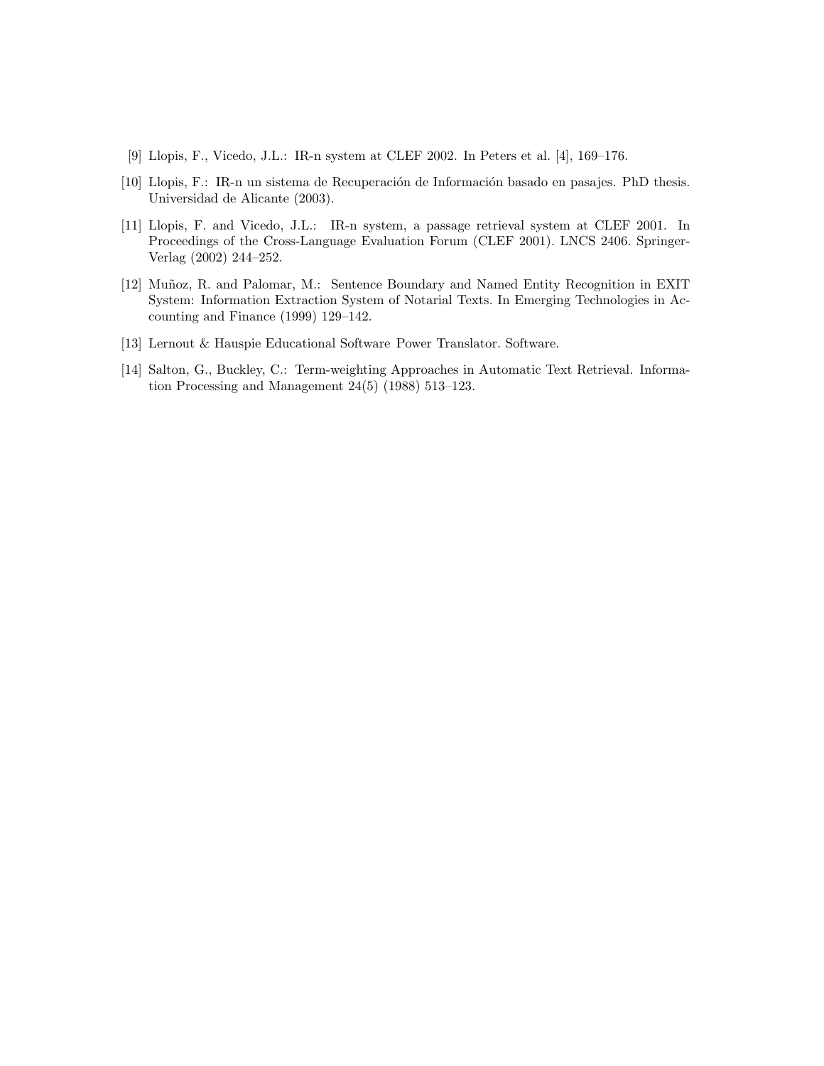[9] Llopis, F., Vicedo, J.L.: IR-n system at CLEF 2002. In Peters et al. [4], 169–176.

[10] Llopis, F.: IR-n un sistema de Recuperación de Información basado en pasajes. PhD thesis. Universidad de Alicante (2003).

[11] Llopis, F. and Vicedo, J.L.: IR-n system, a passage retrieval system at CLEF 2001. In Proceedings of the Cross-Language Evaluation Forum (CLEF 2001). LNCS 2406. Springer-Verlag (2002) 244–252.

[12] Muñoz, R. and Palomar, M.: Sentence Boundary and Named Entity Recognition in EXIT System: Information Extraction System of Notarial Texts. In Emerging Technologies in Accounting and Finance (1999) 129–142.

[13] Lernout & Hauspie Educational Software Power Translator. Software.

[14] Salton, G., Buckley, C.: Term-weighting Approaches in Automatic Text Retrieval. Information Processing and Management 24(5) (1988) 513–123.